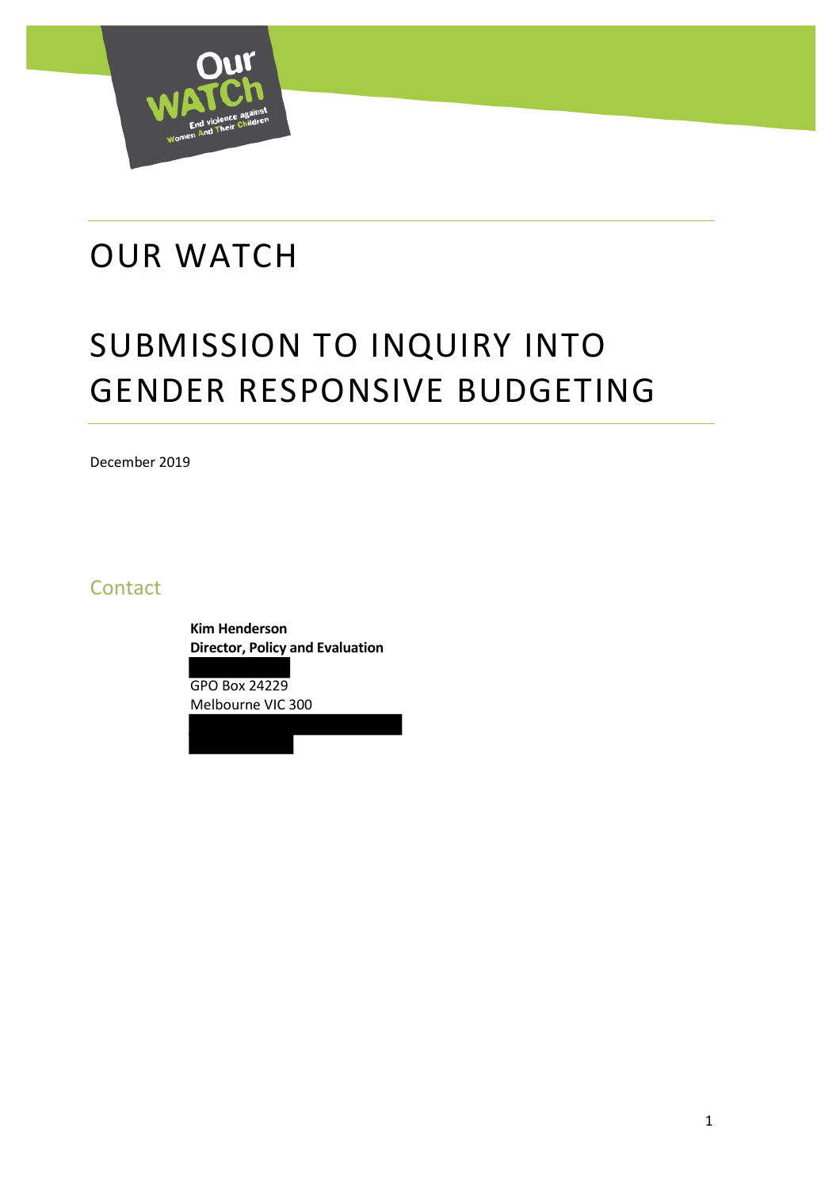# OUR WATCH

# SUBMISSION TO INQUIRY INTO GENDER RESPONSIVE BUDGETING

December 2019

## Contact

**Kim Henderson**
**Director, Policy and Evaluation**

GPO Box 24229
Melbourne VIC 300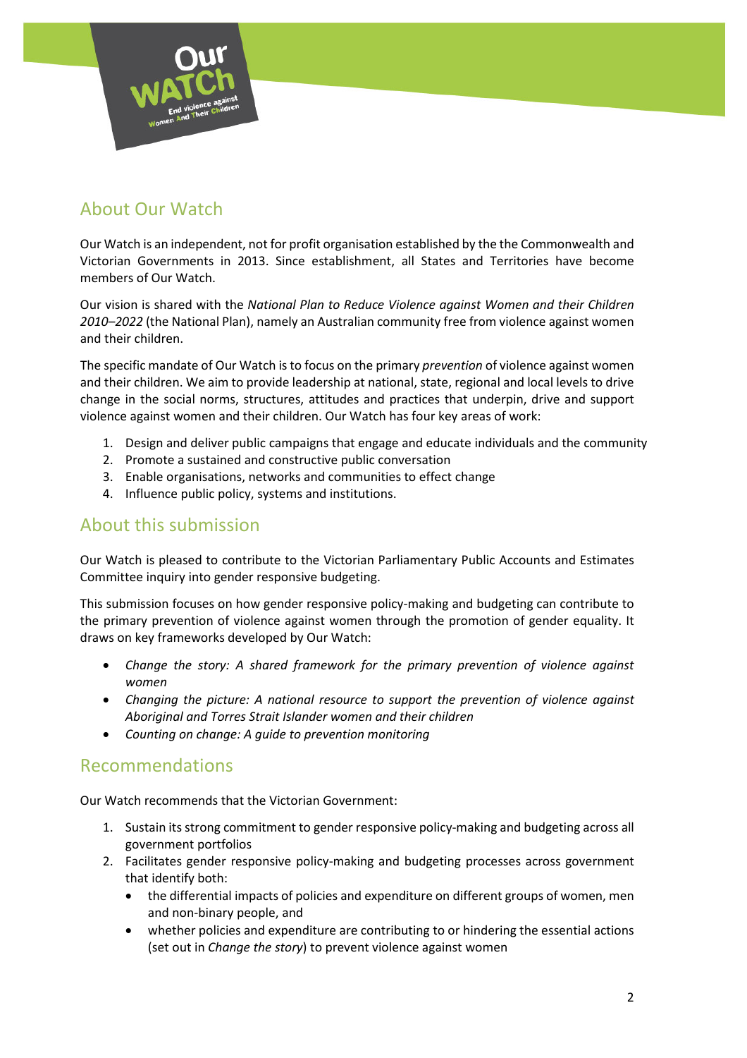## About Our Watch

Our Watch is an independent, not for profit organisation established by the the Commonwealth and Victorian Governments in 2013. Since establishment, all States and Territories have become members of Our Watch.

Our vision is shared with the *National Plan to Reduce Violence against Women and their Children 2010–2022* (the National Plan), namely an Australian community free from violence against women and their children.

The specific mandate of Our Watch is to focus on the primary *prevention* of violence against women and their children. We aim to provide leadership at national, state, regional and local levels to drive change in the social norms, structures, attitudes and practices that underpin, drive and support violence against women and their children. Our Watch has four key areas of work:

1. Design and deliver public campaigns that engage and educate individuals and the community
2. Promote a sustained and constructive public conversation
3. Enable organisations, networks and communities to effect change
4. Influence public policy, systems and institutions.

## About this submission

Our Watch is pleased to contribute to the Victorian Parliamentary Public Accounts and Estimates Committee inquiry into gender responsive budgeting.

This submission focuses on how gender responsive policy-making and budgeting can contribute to the primary prevention of violence against women through the promotion of gender equality. It draws on key frameworks developed by Our Watch:

- *Change the story: A shared framework for the primary prevention of violence against women*
- *Changing the picture: A national resource to support the prevention of violence against Aboriginal and Torres Strait Islander women and their children*
- *Counting on change: A guide to prevention monitoring*

## Recommendations

Our Watch recommends that the Victorian Government:

1. Sustain its strong commitment to gender responsive policy-making and budgeting across all government portfolios
2. Facilitates gender responsive policy-making and budgeting processes across government that identify both:
   - the differential impacts of policies and expenditure on different groups of women, men and non-binary people, and
   - whether policies and expenditure are contributing to or hindering the essential actions (set out in *Change the story*) to prevent violence against women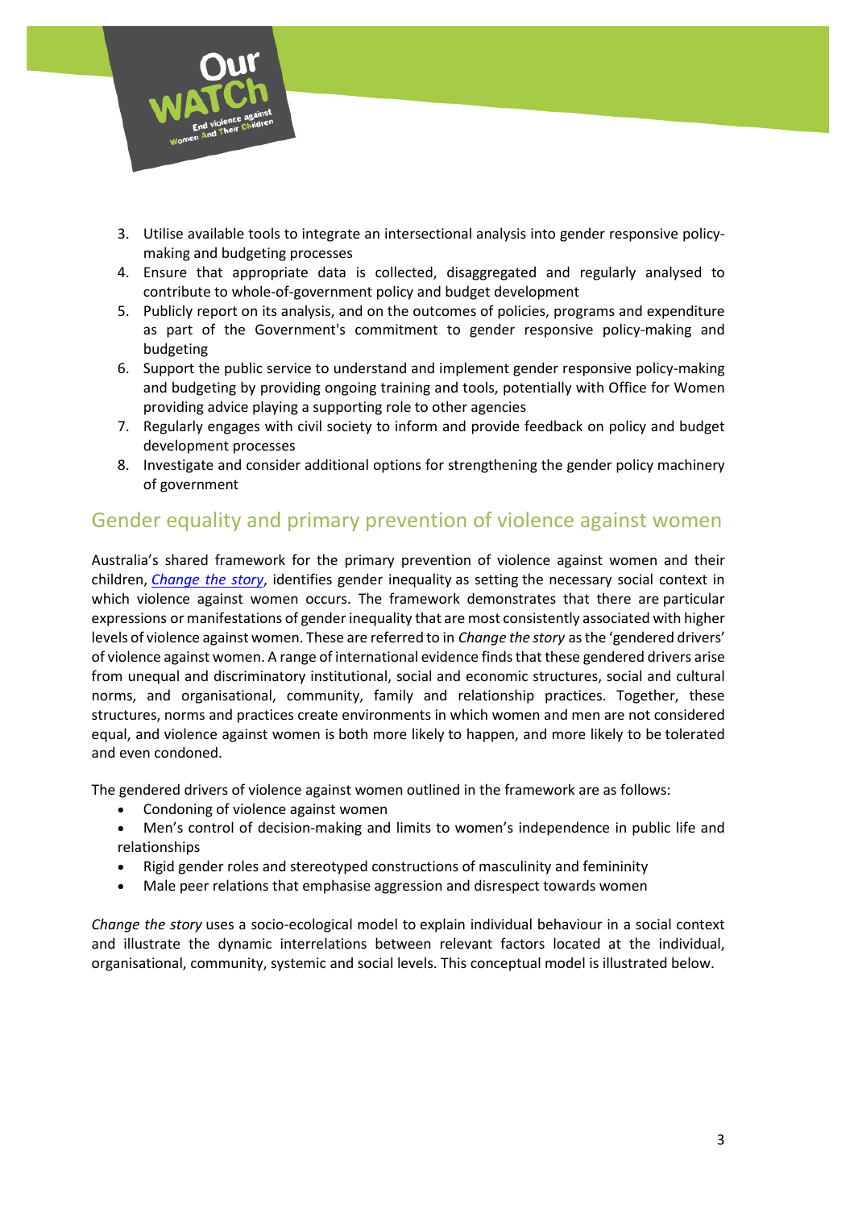3. Utilise available tools to integrate an intersectional analysis into gender responsive policy-making and budgeting processes
4. Ensure that appropriate data is collected, disaggregated and regularly analysed to contribute to whole-of-government policy and budget development
5. Publicly report on its analysis, and on the outcomes of policies, programs and expenditure as part of the Government's commitment to gender responsive policy-making and budgeting
6. Support the public service to understand and implement gender responsive policy-making and budgeting by providing ongoing training and tools, potentially with Office for Women providing advice playing a supporting role to other agencies
7. Regularly engages with civil society to inform and provide feedback on policy and budget development processes
8. Investigate and consider additional options for strengthening the gender policy machinery of government

## Gender equality and primary prevention of violence against women

Australia's shared framework for the primary prevention of violence against women and their children, *[Change the story](#)*, identifies gender inequality as setting the necessary social context in which violence against women occurs. The framework demonstrates that there are particular expressions or manifestations of gender inequality that are most consistently associated with higher levels of violence against women. These are referred to in *Change the story* as the 'gendered drivers' of violence against women. A range of international evidence finds that these gendered drivers arise from unequal and discriminatory institutional, social and economic structures, social and cultural norms, and organisational, community, family and relationship practices. Together, these structures, norms and practices create environments in which women and men are not considered equal, and violence against women is both more likely to happen, and more likely to be tolerated and even condoned.

The gendered drivers of violence against women outlined in the framework are as follows:

- Condoning of violence against women
- Men's control of decision-making and limits to women's independence in public life and relationships
- Rigid gender roles and stereotyped constructions of masculinity and femininity
- Male peer relations that emphasise aggression and disrespect towards women

*Change the story* uses a socio-ecological model to explain individual behaviour in a social context and illustrate the dynamic interrelations between relevant factors located at the individual, organisational, community, systemic and social levels. This conceptual model is illustrated below.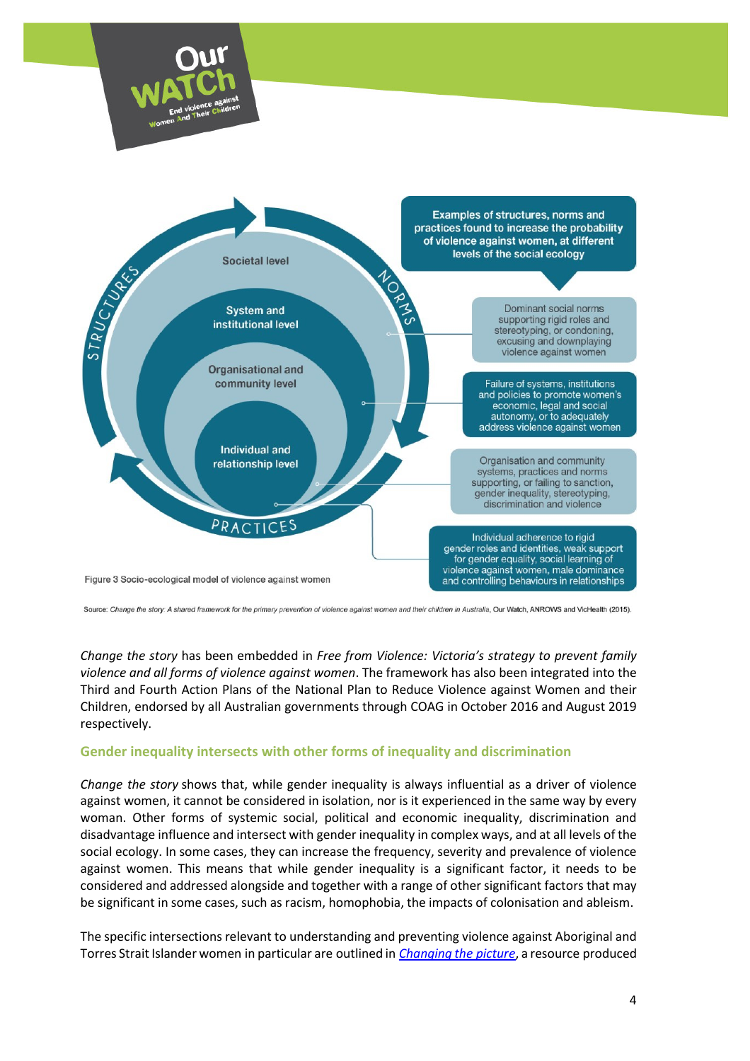Societal level

System and institutional level

Organisational and community level

Individual and relationship level

STRUCTURES

NORMS

PRACTICES

Examples of structures, norms and practices found to increase the probability of violence against women, at different levels of the social ecology

Dominant social norms supporting rigid roles and stereotyping, or condoning, excusing and downplaying violence against women

Failure of systems, institutions and policies to promote women's economic, legal and social autonomy, or to adequately address violence against women

Organisation and community systems, practices and norms supporting, or failing to sanction, gender inequality, stereotyping, discrimination and violence

Individual adherence to rigid gender roles and identities, weak support for gender equality, social learning of violence against women, male dominance and controlling behaviours in relationships

Figure 3 Socio-ecological model of violence against women

Source: *Change the story: A shared framework for the primary prevention of violence against women and their children in Australia*, Our Watch, ANROWS and VicHealth (2015).

*Change the story* has been embedded in *Free from Violence: Victoria's strategy to prevent family violence and all forms of violence against women*. The framework has also been integrated into the Third and Fourth Action Plans of the National Plan to Reduce Violence against Women and their Children, endorsed by all Australian governments through COAG in October 2016 and August 2019 respectively.

## Gender inequality intersects with other forms of inequality and discrimination

*Change the story* shows that, while gender inequality is always influential as a driver of violence against women, it cannot be considered in isolation, nor is it experienced in the same way by every woman. Other forms of systemic social, political and economic inequality, discrimination and disadvantage influence and intersect with gender inequality in complex ways, and at all levels of the social ecology. In some cases, they can increase the frequency, severity and prevalence of violence against women. This means that while gender inequality is a significant factor, it needs to be considered and addressed alongside and together with a range of other significant factors that may be significant in some cases, such as racism, homophobia, the impacts of colonisation and ableism.

The specific intersections relevant to understanding and preventing violence against Aboriginal and Torres Strait Islander women in particular are outlined in *Changing the picture*, a resource produced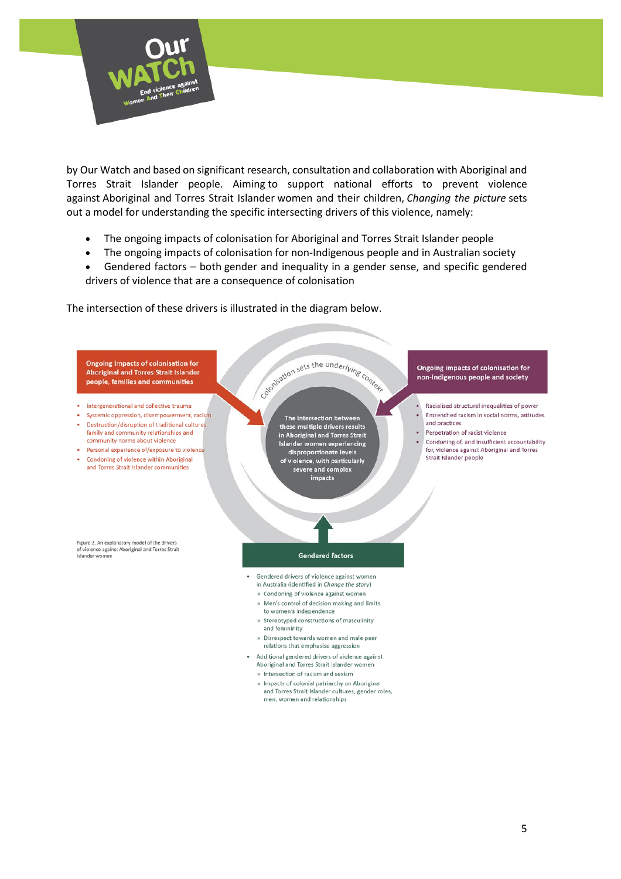by Our Watch and based on significant research, consultation and collaboration with Aboriginal and Torres Strait Islander people. Aiming to support national efforts to prevent violence against Aboriginal and Torres Strait Islander women and their children, *Changing the picture* sets out a model for understanding the specific intersecting drivers of this violence, namely:

- The ongoing impacts of colonisation for Aboriginal and Torres Strait Islander people
- The ongoing impacts of colonisation for non-Indigenous people and in Australian society
- Gendered factors – both gender and inequality in a gender sense, and specific gendered drivers of violence that are a consequence of colonisation

The intersection of these drivers is illustrated in the diagram below.

**Ongoing impacts of colonisation for Aboriginal and Torres Strait Islander people, families and communities**

- Intergenerational and collective trauma
- Systemic oppression, disempowerment, racism
- Destruction/disruption of traditional cultures, family and community relationships and community norms about violence
- Personal experience of/exposure to violence
- Condoning of violence within Aboriginal and Torres Strait Islander communities

Colonisation sets the underlying context

The intersection between these multiple drivers results in Aboriginal and Torres Strait Islander women experiencing disproportionate levels of violence, with particularly severe and complex impacts

**Ongoing impacts of colonisation for non-Indigenous people and society**

- Racialised structural inequalities of power
- Entrenched racism in social norms, attitudes and practices
- Perpetration of racist violence
- Condoning of, and insufficient accountability for, violence against Aboriginal and Torres Strait Islander people

**Gendered factors**

- Gendered drivers of violence against women in Australia (identified in *Change the story*)
  - » Condoning of violence against women
  - » Men's control of decision making and limits to women's independence
  - » Stereotyped constructions of masculinity and femininity
  - » Disrespect towards women and male peer relations that emphasise aggression
- Additional gendered drivers of violence against Aboriginal and Torres Strait Islander women
  - » Intersection of racism and sexism
  - » Impacts of colonial patriarchy on Aboriginal and Torres Strait Islander cultures, gender roles, men, women and relationships

Figure 2. An explanatory model of the drivers of violence against Aboriginal and Torres Strait Islander women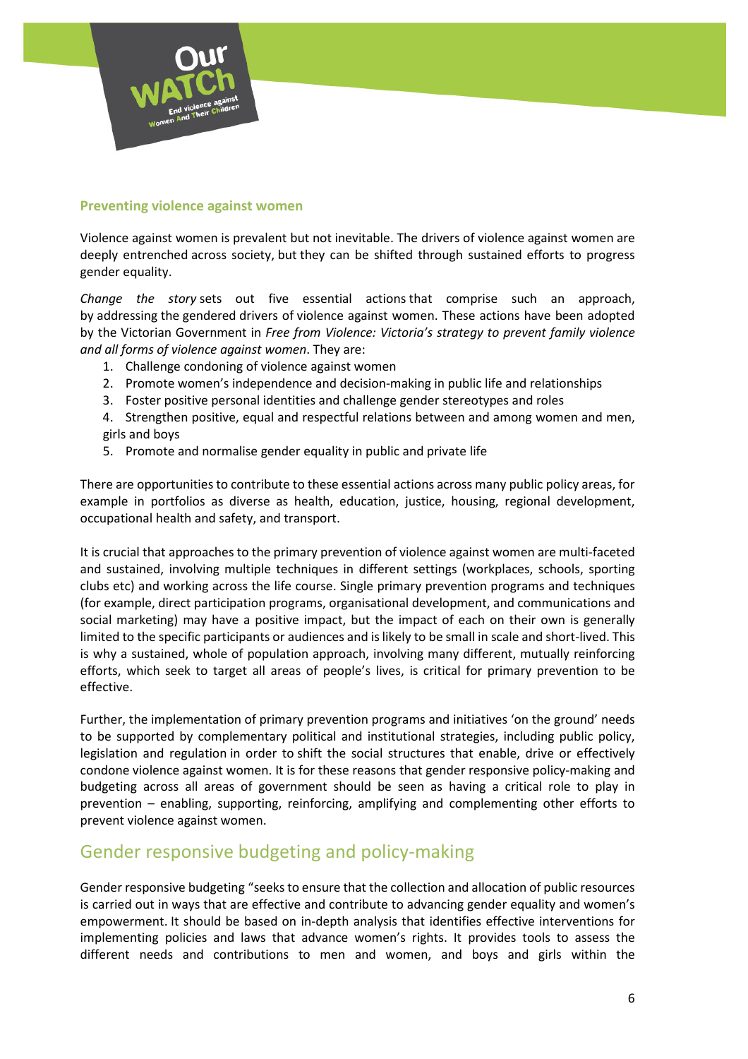### Preventing violence against women

Violence against women is prevalent but not inevitable. The drivers of violence against women are deeply entrenched across society, but they can be shifted through sustained efforts to progress gender equality.

*Change the story* sets out five essential actions that comprise such an approach, by addressing the gendered drivers of violence against women. These actions have been adopted by the Victorian Government in *Free from Violence: Victoria's strategy to prevent family violence and all forms of violence against women*. They are:

1. Challenge condoning of violence against women
2. Promote women's independence and decision-making in public life and relationships
3. Foster positive personal identities and challenge gender stereotypes and roles
4. Strengthen positive, equal and respectful relations between and among women and men, girls and boys
5. Promote and normalise gender equality in public and private life

There are opportunities to contribute to these essential actions across many public policy areas, for example in portfolios as diverse as health, education, justice, housing, regional development, occupational health and safety, and transport.

It is crucial that approaches to the primary prevention of violence against women are multi-faceted and sustained, involving multiple techniques in different settings (workplaces, schools, sporting clubs etc) and working across the life course. Single primary prevention programs and techniques (for example, direct participation programs, organisational development, and communications and social marketing) may have a positive impact, but the impact of each on their own is generally limited to the specific participants or audiences and is likely to be small in scale and short-lived. This is why a sustained, whole of population approach, involving many different, mutually reinforcing efforts, which seek to target all areas of people's lives, is critical for primary prevention to be effective.

Further, the implementation of primary prevention programs and initiatives 'on the ground' needs to be supported by complementary political and institutional strategies, including public policy, legislation and regulation in order to shift the social structures that enable, drive or effectively condone violence against women. It is for these reasons that gender responsive policy-making and budgeting across all areas of government should be seen as having a critical role to play in prevention – enabling, supporting, reinforcing, amplifying and complementing other efforts to prevent violence against women.

## Gender responsive budgeting and policy-making

Gender responsive budgeting "seeks to ensure that the collection and allocation of public resources is carried out in ways that are effective and contribute to advancing gender equality and women's empowerment. It should be based on in-depth analysis that identifies effective interventions for implementing policies and laws that advance women's rights. It provides tools to assess the different needs and contributions to men and women, and boys and girls within the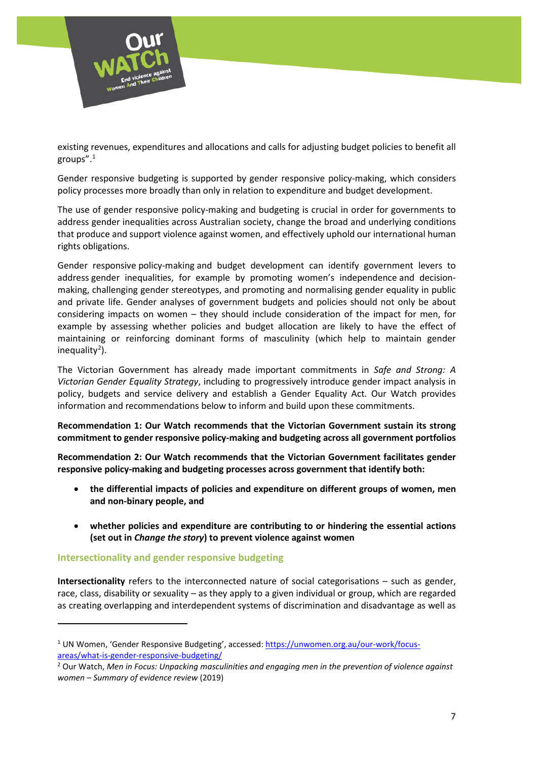existing revenues, expenditures and allocations and calls for adjusting budget policies to benefit all groups".[1]

Gender responsive budgeting is supported by gender responsive policy-making, which considers policy processes more broadly than only in relation to expenditure and budget development.

The use of gender responsive policy-making and budgeting is crucial in order for governments to address gender inequalities across Australian society, change the broad and underlying conditions that produce and support violence against women, and effectively uphold our international human rights obligations.

Gender responsive policy-making and budget development can identify government levers to address gender inequalities, for example by promoting women's independence and decision-making, challenging gender stereotypes, and promoting and normalising gender equality in public and private life. Gender analyses of government budgets and policies should not only be about considering impacts on women – they should include consideration of the impact for men, for example by assessing whether policies and budget allocation are likely to have the effect of maintaining or reinforcing dominant forms of masculinity (which help to maintain gender inequality[2]).

The Victorian Government has already made important commitments in *Safe and Strong: A Victorian Gender Equality Strategy*, including to progressively introduce gender impact analysis in policy, budgets and service delivery and establish a Gender Equality Act. Our Watch provides information and recommendations below to inform and build upon these commitments.

**Recommendation 1: Our Watch recommends that the Victorian Government sustain its strong commitment to gender responsive policy-making and budgeting across all government portfolios**

**Recommendation 2: Our Watch recommends that the Victorian Government facilitates gender responsive policy-making and budgeting processes across government that identify both:**

- **the differential impacts of policies and expenditure on different groups of women, men and non-binary people, and**
- **whether policies and expenditure are contributing to or hindering the essential actions (set out in *Change the story*) to prevent violence against women**

### Intersectionality and gender responsive budgeting

**Intersectionality** refers to the interconnected nature of social categorisations – such as gender, race, class, disability or sexuality – as they apply to a given individual or group, which are regarded as creating overlapping and interdependent systems of discrimination and disadvantage as well as

---

[1] UN Women, 'Gender Responsive Budgeting', accessed: https://unwomen.org.au/our-work/focus-areas/what-is-gender-responsive-budgeting/

[2] Our Watch, *Men in Focus: Unpacking masculinities and engaging men in the prevention of violence against women – Summary of evidence review* (2019)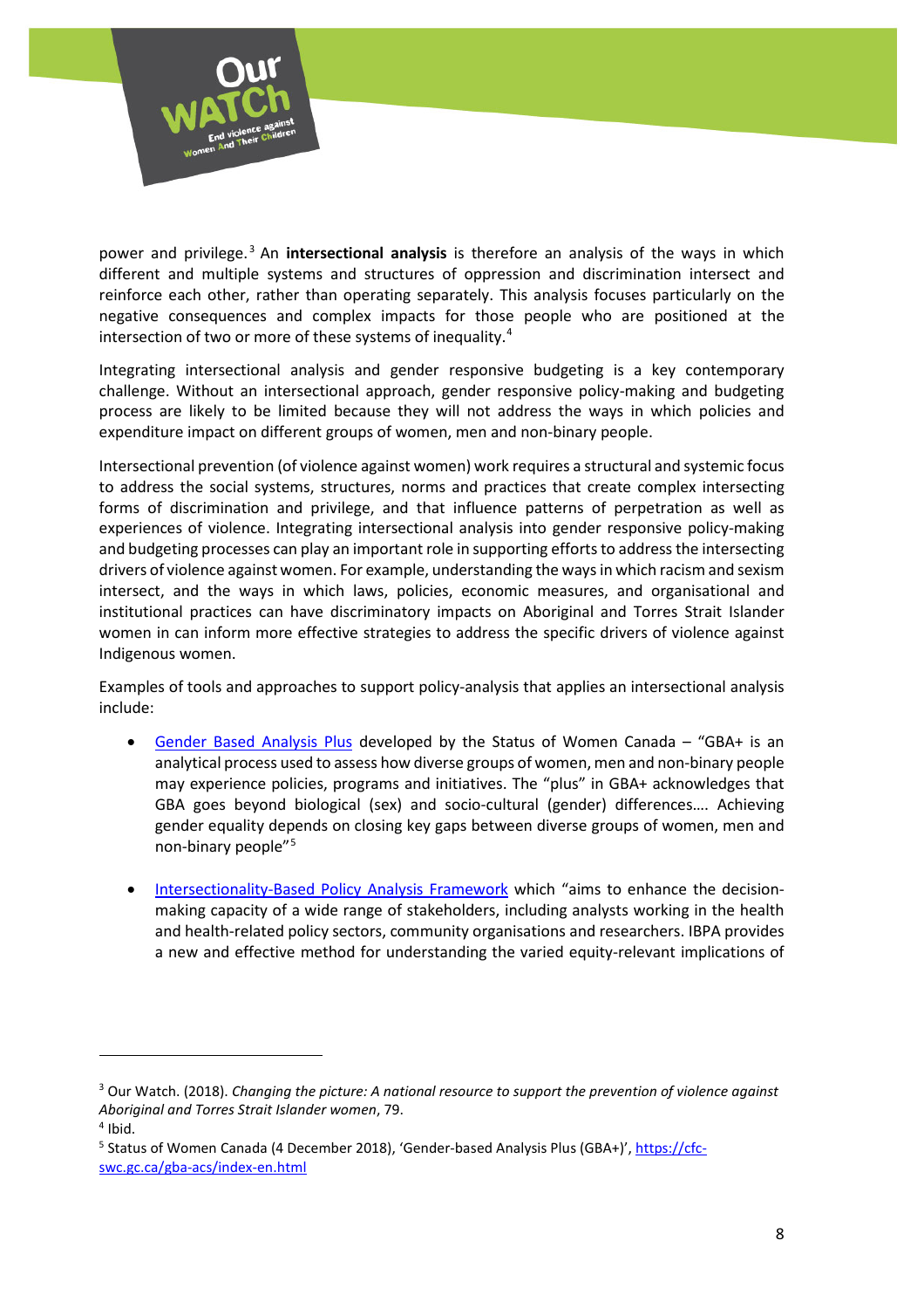power and privilege.[3] An **intersectional analysis** is therefore an analysis of the ways in which different and multiple systems and structures of oppression and discrimination intersect and reinforce each other, rather than operating separately. This analysis focuses particularly on the negative consequences and complex impacts for those people who are positioned at the intersection of two or more of these systems of inequality.[4]

Integrating intersectional analysis and gender responsive budgeting is a key contemporary challenge. Without an intersectional approach, gender responsive policy-making and budgeting process are likely to be limited because they will not address the ways in which policies and expenditure impact on different groups of women, men and non-binary people.

Intersectional prevention (of violence against women) work requires a structural and systemic focus to address the social systems, structures, norms and practices that create complex intersecting forms of discrimination and privilege, and that influence patterns of perpetration as well as experiences of violence. Integrating intersectional analysis into gender responsive policy-making and budgeting processes can play an important role in supporting efforts to address the intersecting drivers of violence against women. For example, understanding the ways in which racism and sexism intersect, and the ways in which laws, policies, economic measures, and organisational and institutional practices can have discriminatory impacts on Aboriginal and Torres Strait Islander women in can inform more effective strategies to address the specific drivers of violence against Indigenous women.

Examples of tools and approaches to support policy-analysis that applies an intersectional analysis include:

- [Gender Based Analysis Plus](https://cfc-swc.gc.ca/gba-acs/index-en.html) developed by the Status of Women Canada – "GBA+ is an analytical process used to assess how diverse groups of women, men and non-binary people may experience policies, programs and initiatives. The "plus" in GBA+ acknowledges that GBA goes beyond biological (sex) and socio-cultural (gender) differences…. Achieving gender equality depends on closing key gaps between diverse groups of women, men and non-binary people"[5]

- Intersectionality-Based Policy Analysis Framework which "aims to enhance the decision-making capacity of a wide range of stakeholders, including analysts working in the health and health-related policy sectors, community organisations and researchers. IBPA provides a new and effective method for understanding the varied equity-relevant implications of

---

[3] Our Watch. (2018). *Changing the picture: A national resource to support the prevention of violence against Aboriginal and Torres Strait Islander women*, 79.

[4] Ibid.

[5] Status of Women Canada (4 December 2018), 'Gender-based Analysis Plus (GBA+)', https://cfc-swc.gc.ca/gba-acs/index-en.html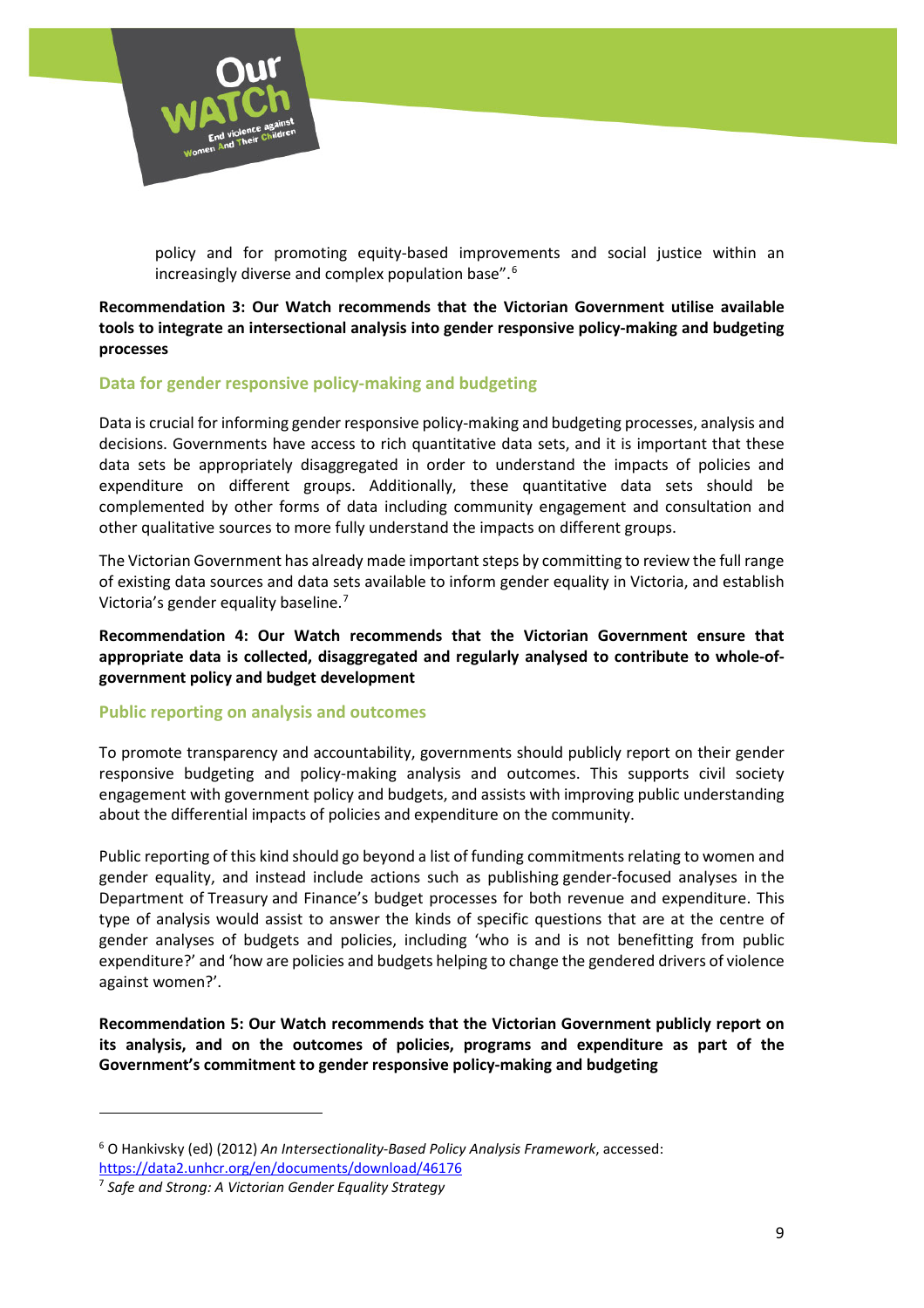policy and for promoting equity-based improvements and social justice within an increasingly diverse and complex population base”.[6]

**Recommendation 3: Our Watch recommends that the Victorian Government utilise available tools to integrate an intersectional analysis into gender responsive policy-making and budgeting processes**

## Data for gender responsive policy-making and budgeting

Data is crucial for informing gender responsive policy-making and budgeting processes, analysis and decisions. Governments have access to rich quantitative data sets, and it is important that these data sets be appropriately disaggregated in order to understand the impacts of policies and expenditure on different groups. Additionally, these quantitative data sets should be complemented by other forms of data including community engagement and consultation and other qualitative sources to more fully understand the impacts on different groups.

The Victorian Government has already made important steps by committing to review the full range of existing data sources and data sets available to inform gender equality in Victoria, and establish Victoria’s gender equality baseline.[7]

**Recommendation 4: Our Watch recommends that the Victorian Government ensure that appropriate data is collected, disaggregated and regularly analysed to contribute to whole-of-government policy and budget development**

## Public reporting on analysis and outcomes

To promote transparency and accountability, governments should publicly report on their gender responsive budgeting and policy-making analysis and outcomes. This supports civil society engagement with government policy and budgets, and assists with improving public understanding about the differential impacts of policies and expenditure on the community.

Public reporting of this kind should go beyond a list of funding commitments relating to women and gender equality, and instead include actions such as publishing gender-focused analyses in the Department of Treasury and Finance’s budget processes for both revenue and expenditure. This type of analysis would assist to answer the kinds of specific questions that are at the centre of gender analyses of budgets and policies, including ‘who is and is not benefitting from public expenditure?’ and ‘how are policies and budgets helping to change the gendered drivers of violence against women?’.

**Recommendation 5: Our Watch recommends that the Victorian Government publicly report on its analysis, and on the outcomes of policies, programs and expenditure as part of the Government’s commitment to gender responsive policy-making and budgeting**

---

[6] O Hankivsky (ed) (2012) *An Intersectionality-Based Policy Analysis Framework*, accessed: https://data2.unhcr.org/en/documents/download/46176

[7] *Safe and Strong: A Victorian Gender Equality Strategy*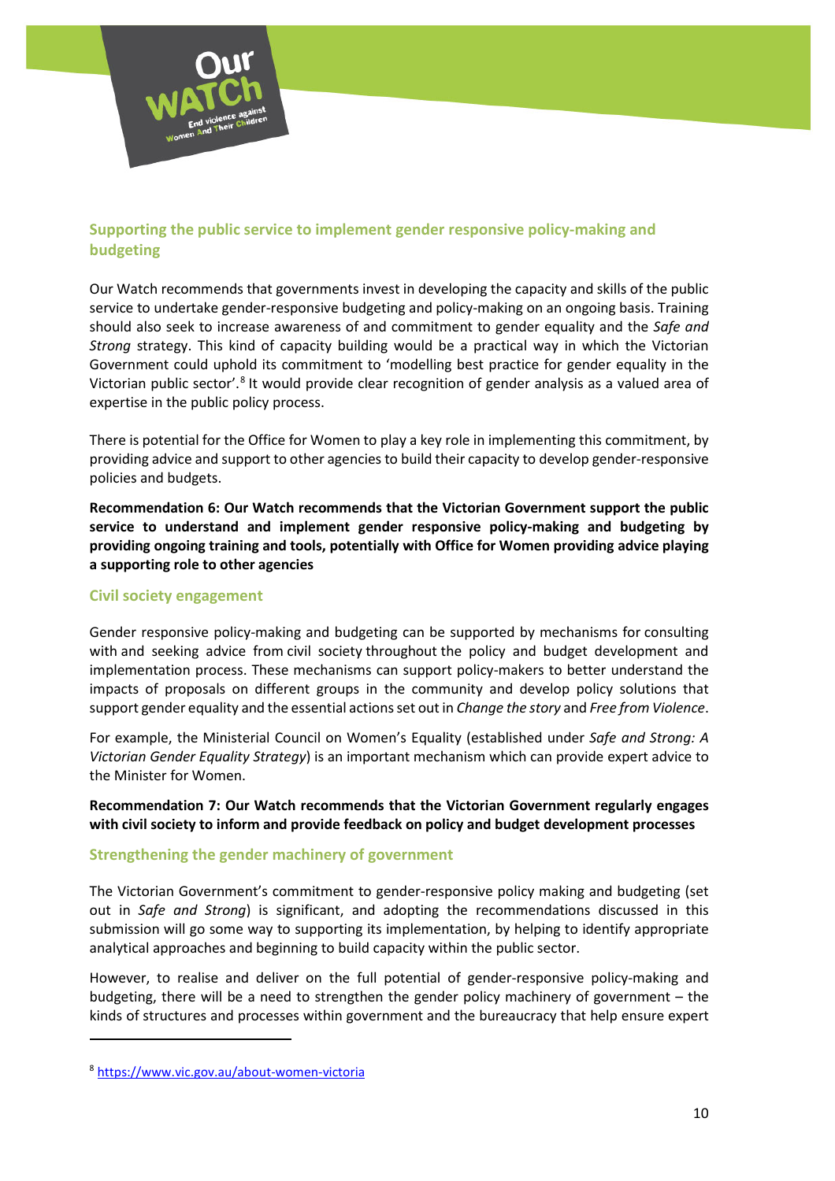## Supporting the public service to implement gender responsive policy-making and budgeting

Our Watch recommends that governments invest in developing the capacity and skills of the public service to undertake gender-responsive budgeting and policy-making on an ongoing basis. Training should also seek to increase awareness of and commitment to gender equality and the *Safe and Strong* strategy. This kind of capacity building would be a practical way in which the Victorian Government could uphold its commitment to 'modelling best practice for gender equality in the Victorian public sector'.[8] It would provide clear recognition of gender analysis as a valued area of expertise in the public policy process.

There is potential for the Office for Women to play a key role in implementing this commitment, by providing advice and support to other agencies to build their capacity to develop gender-responsive policies and budgets.

**Recommendation 6: Our Watch recommends that the Victorian Government support the public service to understand and implement gender responsive policy-making and budgeting by providing ongoing training and tools, potentially with Office for Women providing advice playing a supporting role to other agencies**

## Civil society engagement

Gender responsive policy-making and budgeting can be supported by mechanisms for consulting with and seeking advice from civil society throughout the policy and budget development and implementation process. These mechanisms can support policy-makers to better understand the impacts of proposals on different groups in the community and develop policy solutions that support gender equality and the essential actions set out in *Change the story* and *Free from Violence*.

For example, the Ministerial Council on Women's Equality (established under *Safe and Strong: A Victorian Gender Equality Strategy*) is an important mechanism which can provide expert advice to the Minister for Women.

**Recommendation 7: Our Watch recommends that the Victorian Government regularly engages with civil society to inform and provide feedback on policy and budget development processes**

## Strengthening the gender machinery of government

The Victorian Government's commitment to gender-responsive policy making and budgeting (set out in *Safe and Strong*) is significant, and adopting the recommendations discussed in this submission will go some way to supporting its implementation, by helping to identify appropriate analytical approaches and beginning to build capacity within the public sector.

However, to realise and deliver on the full potential of gender-responsive policy-making and budgeting, there will be a need to strengthen the gender policy machinery of government – the kinds of structures and processes within government and the bureaucracy that help ensure expert

[8] https://www.vic.gov.au/about-women-victoria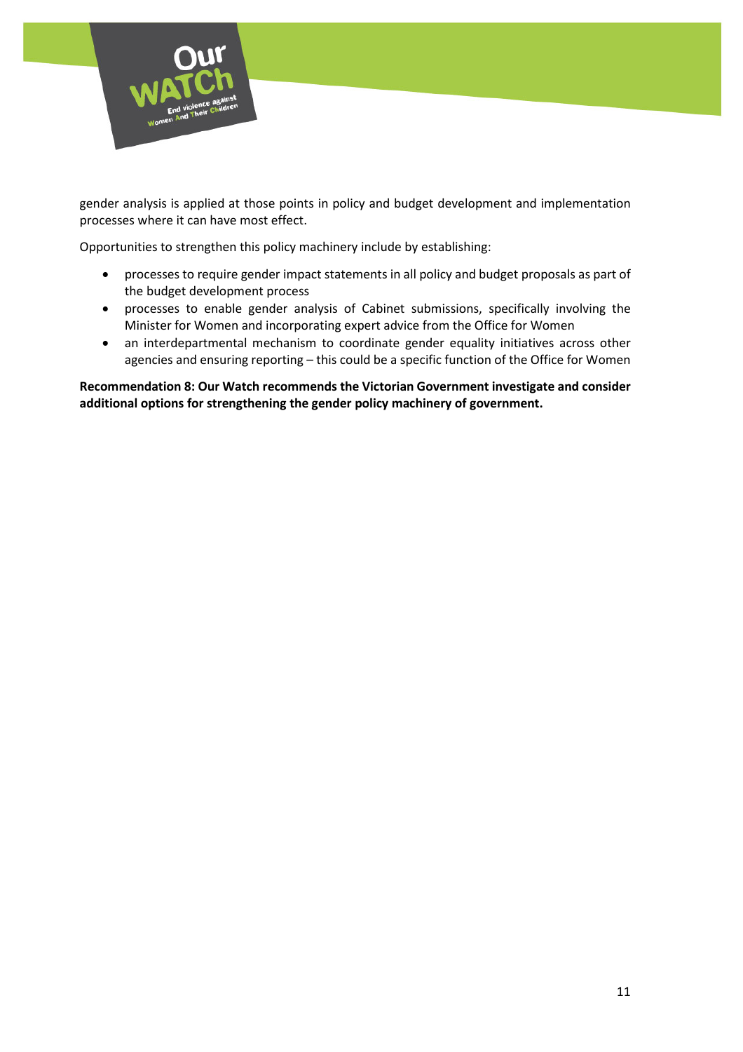gender analysis is applied at those points in policy and budget development and implementation processes where it can have most effect.

Opportunities to strengthen this policy machinery include by establishing:

- processes to require gender impact statements in all policy and budget proposals as part of the budget development process
- processes to enable gender analysis of Cabinet submissions, specifically involving the Minister for Women and incorporating expert advice from the Office for Women
- an interdepartmental mechanism to coordinate gender equality initiatives across other agencies and ensuring reporting – this could be a specific function of the Office for Women

**Recommendation 8: Our Watch recommends the Victorian Government investigate and consider additional options for strengthening the gender policy machinery of government.**